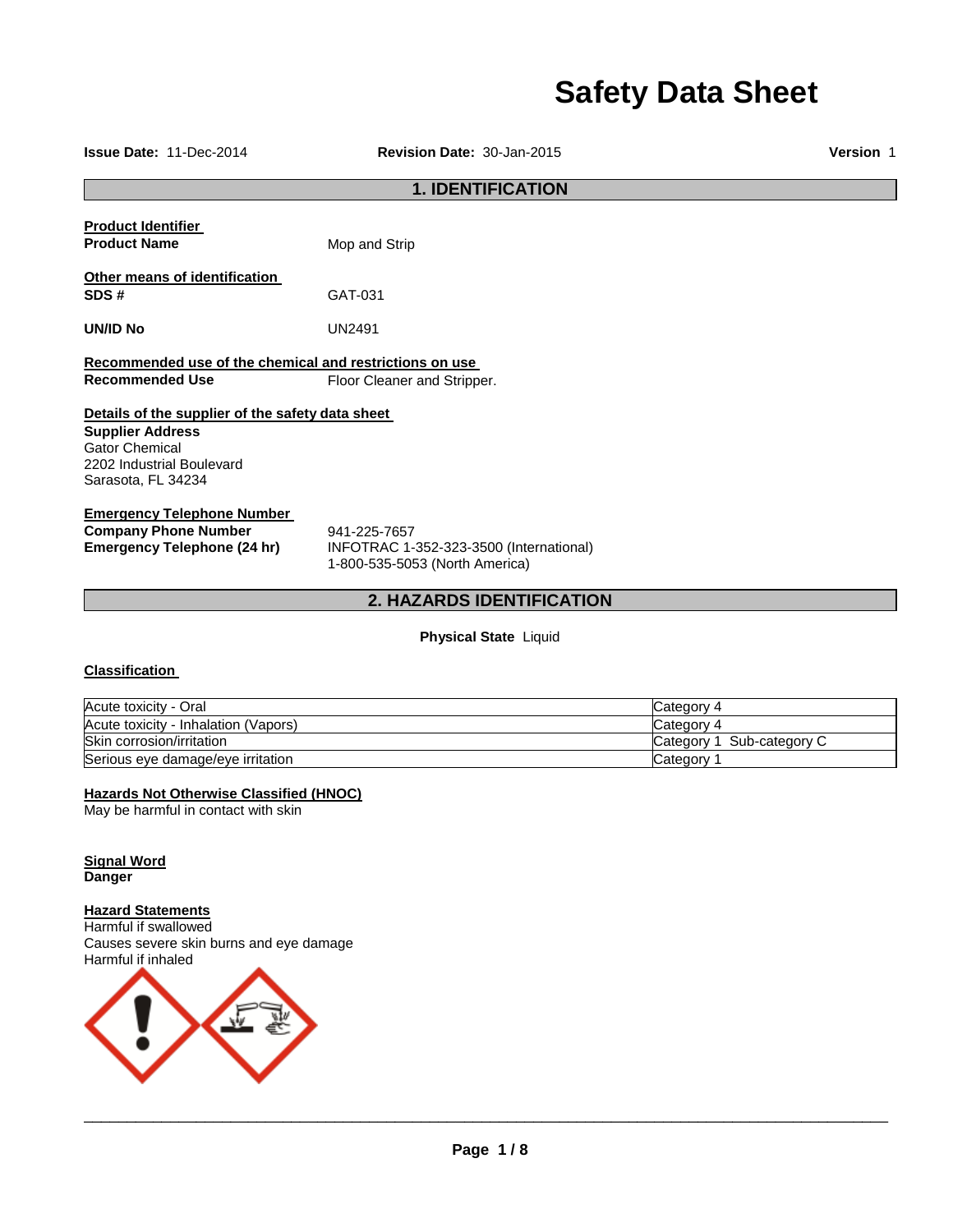# Safety Data Sheet

**Issue Date:** 11-Dec-2014 **Revision Date:** 30-Jan-2015 **Version** 1

## 1. IDENTIFICATION

**Product Identifier**

**Product Name** Mop and Strip

**Other means of identification**

**SDS #** GAT-031

**UN/ID No** UN2491

**Recommended use of the chemical and restrictions on use**

**Recommended Use** Floor Cleaner and Stripper.

**Details of the supplier of the safety data sheet**

**Supplier Address**
Gator Chemical
2202 Industrial Boulevard
Sarasota, FL 34234

**Emergency Telephone Number**

**Company Phone Number** 941-225-7657

**Emergency Telephone (24 hr)** INFOTRAC 1-352-323-3500 (International)
1-800-535-5053 (North America)

## 2. HAZARDS IDENTIFICATION

**Physical State** Liquid

**Classification**

| | |
|---|---|
| Acute toxicity - Oral | Category 4 |
| Acute toxicity - Inhalation (Vapors) | Category 4 |
| Skin corrosion/irritation | Category 1 Sub-category C |
| Serious eye damage/eye irritation | Category 1 |

**Hazards Not Otherwise Classified (HNOC)**

May be harmful in contact with skin

**Signal Word**

**Danger**

**Hazard Statements**

Harmful if swallowed
Causes severe skin burns and eye damage
Harmful if inhaled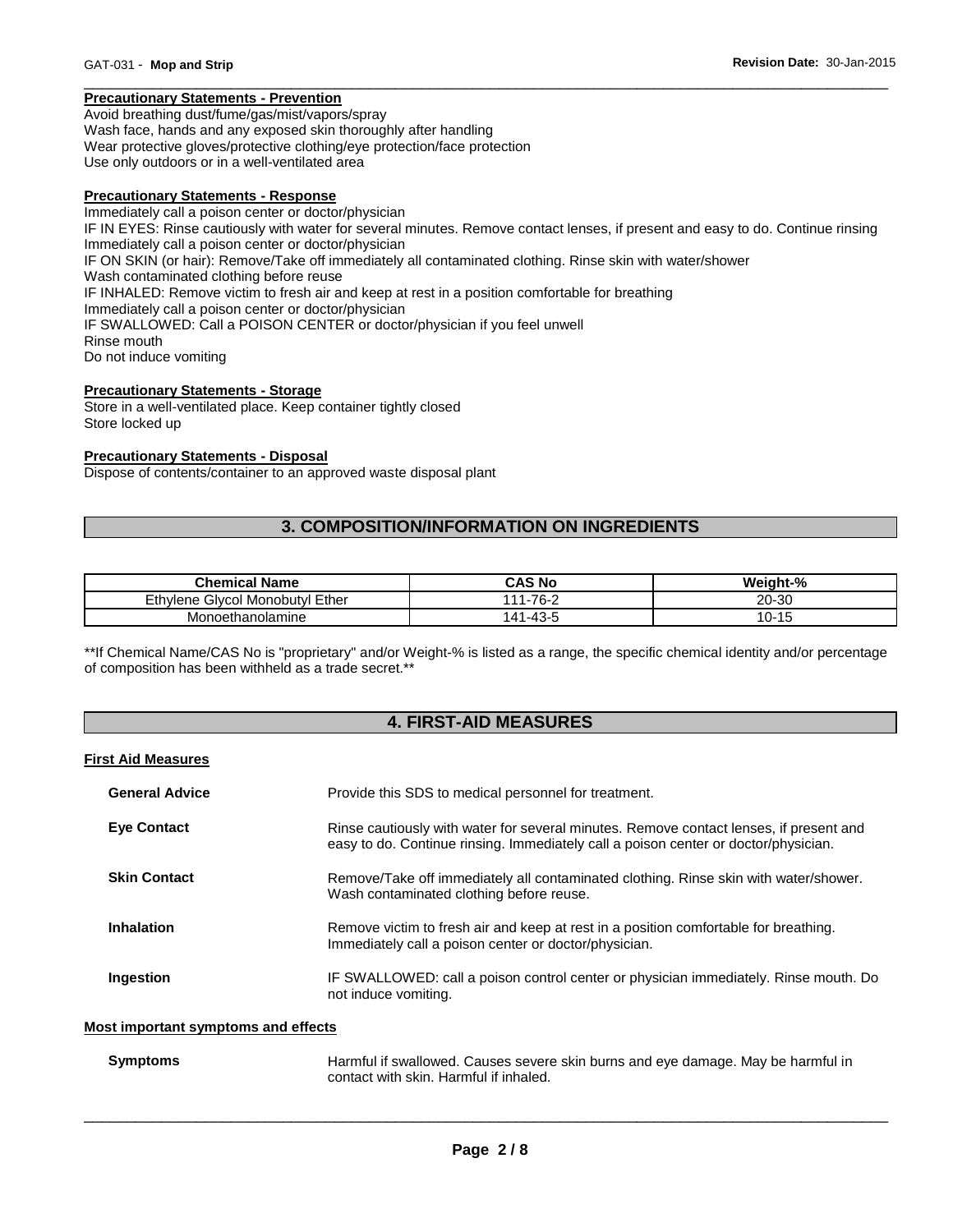#### Precautionary Statements - Prevention

Avoid breathing dust/fume/gas/mist/vapors/spray
Wash face, hands and any exposed skin thoroughly after handling
Wear protective gloves/protective clothing/eye protection/face protection
Use only outdoors or in a well-ventilated area

#### Precautionary Statements - Response

Immediately call a poison center or doctor/physician
IF IN EYES: Rinse cautiously with water for several minutes. Remove contact lenses, if present and easy to do. Continue rinsing
Immediately call a poison center or doctor/physician
IF ON SKIN (or hair): Remove/Take off immediately all contaminated clothing. Rinse skin with water/shower
Wash contaminated clothing before reuse
IF INHALED: Remove victim to fresh air and keep at rest in a position comfortable for breathing
Immediately call a poison center or doctor/physician
IF SWALLOWED: Call a POISON CENTER or doctor/physician if you feel unwell
Rinse mouth
Do not induce vomiting

#### Precautionary Statements - Storage

Store in a well-ventilated place. Keep container tightly closed
Store locked up

#### Precautionary Statements - Disposal

Dispose of contents/container to an approved waste disposal plant

## 3. COMPOSITION/INFORMATION ON INGREDIENTS

| Chemical Name | CAS No | Weight-% |
|---|---|---|
| Ethylene Glycol Monobutyl Ether | 111-76-2 | 20-30 |
| Monoethanolamine | 141-43-5 | 10-15 |

**If Chemical Name/CAS No is "proprietary" and/or Weight-% is listed as a range, the specific chemical identity and/or percentage of composition has been withheld as a trade secret.**

## 4. FIRST-AID MEASURES

#### First Aid Measures

**General Advice**: Provide this SDS to medical personnel for treatment.

**Eye Contact**: Rinse cautiously with water for several minutes. Remove contact lenses, if present and easy to do. Continue rinsing. Immediately call a poison center or doctor/physician.

**Skin Contact**: Remove/Take off immediately all contaminated clothing. Rinse skin with water/shower. Wash contaminated clothing before reuse.

**Inhalation**: Remove victim to fresh air and keep at rest in a position comfortable for breathing. Immediately call a poison center or doctor/physician.

**Ingestion**: IF SWALLOWED: call a poison control center or physician immediately. Rinse mouth. Do not induce vomiting.

#### Most important symptoms and effects

**Symptoms**: Harmful if swallowed. Causes severe skin burns and eye damage. May be harmful in contact with skin. Harmful if inhaled.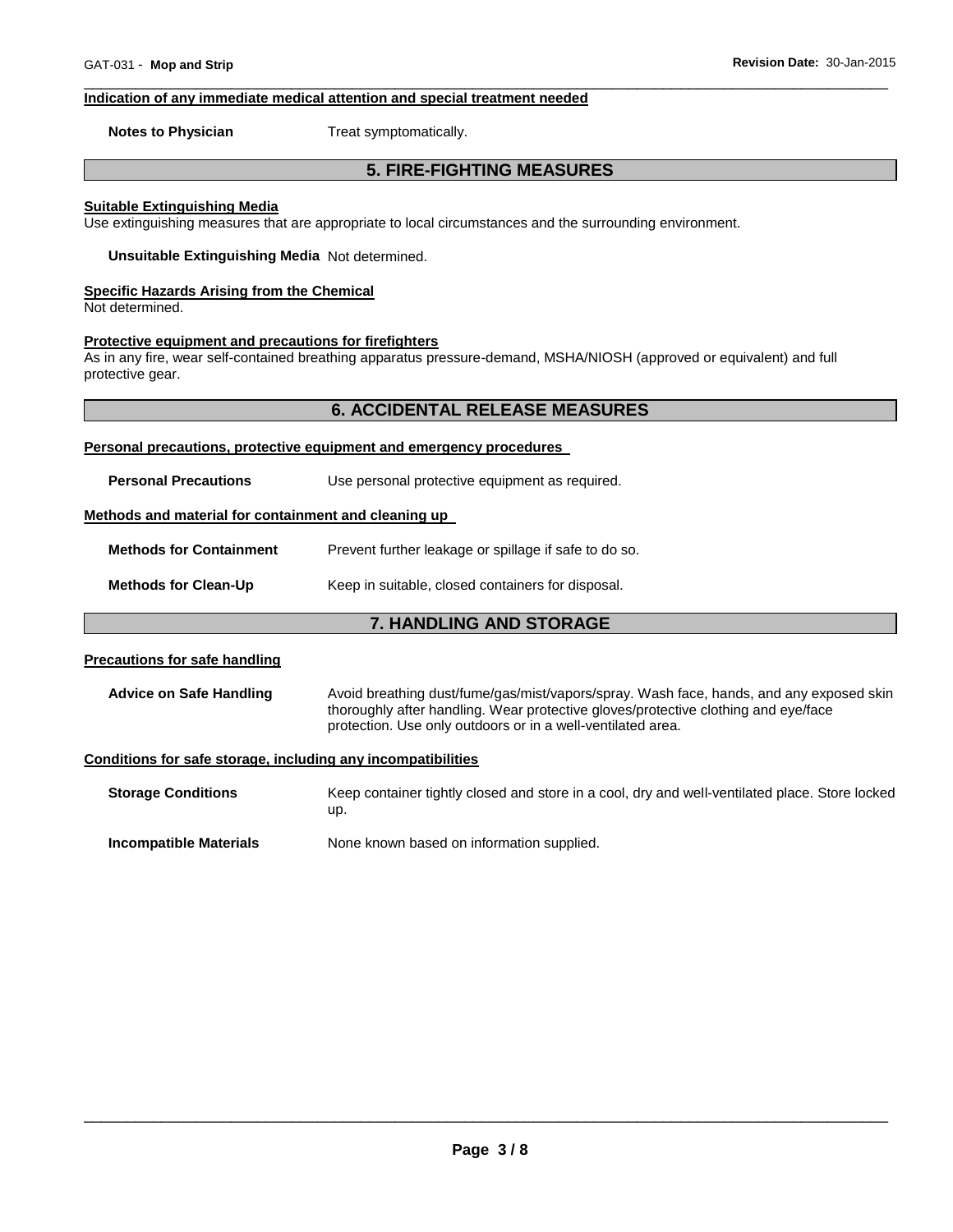#### Indication of any immediate medical attention and special treatment needed

**Notes to Physician** Treat symptomatically.

## 5. FIRE-FIGHTING MEASURES

#### Suitable Extinguishing Media

Use extinguishing measures that are appropriate to local circumstances and the surrounding environment.

**Unsuitable Extinguishing Media** Not determined.

#### Specific Hazards Arising from the Chemical

Not determined.

#### Protective equipment and precautions for firefighters

As in any fire, wear self-contained breathing apparatus pressure-demand, MSHA/NIOSH (approved or equivalent) and full protective gear.

## 6. ACCIDENTAL RELEASE MEASURES

#### Personal precautions, protective equipment and emergency procedures

**Personal Precautions** Use personal protective equipment as required.

#### Methods and material for containment and cleaning up

**Methods for Containment** Prevent further leakage or spillage if safe to do so.

**Methods for Clean-Up** Keep in suitable, closed containers for disposal.

## 7. HANDLING AND STORAGE

#### Precautions for safe handling

**Advice on Safe Handling** Avoid breathing dust/fume/gas/mist/vapors/spray. Wash face, hands, and any exposed skin thoroughly after handling. Wear protective gloves/protective clothing and eye/face protection. Use only outdoors or in a well-ventilated area.

#### Conditions for safe storage, including any incompatibilities

**Storage Conditions** Keep container tightly closed and store in a cool, dry and well-ventilated place. Store locked up.

**Incompatible Materials** None known based on information supplied.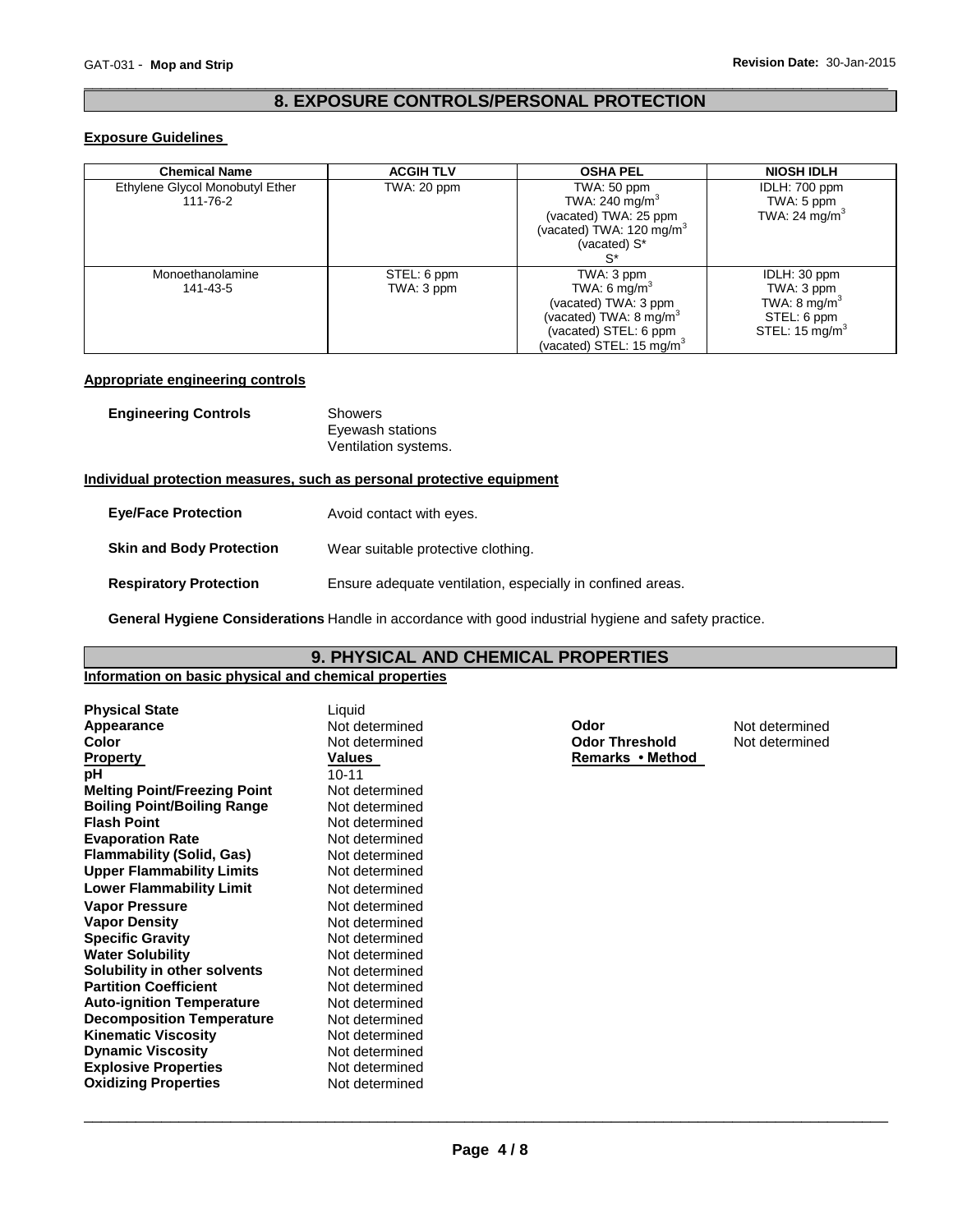## 8. EXPOSURE CONTROLS/PERSONAL PROTECTION

### Exposure Guidelines

| Chemical Name | ACGIH TLV | OSHA PEL | NIOSH IDLH |
|---|---|---|---|
| Ethylene Glycol Monobutyl Ether<br>111-76-2 | TWA: 20 ppm | TWA: 50 ppm<br>TWA: 240 mg/m$^3$<br>(vacated) TWA: 25 ppm<br>(vacated) TWA: 120 mg/m$^3$<br>(vacated) S*<br>S* | IDLH: 700 ppm<br>TWA: 5 ppm<br>TWA: 24 mg/m$^3$ |
| Monoethanolamine<br>141-43-5 | STEL: 6 ppm<br>TWA: 3 ppm | TWA: 3 ppm<br>TWA: 6 mg/m$^3$<br>(vacated) TWA: 3 ppm<br>(vacated) TWA: 8 mg/m$^3$<br>(vacated) STEL: 6 ppm<br>(vacated) STEL: 15 mg/m$^3$ | IDLH: 30 ppm<br>TWA: 3 ppm<br>TWA: 8 mg/m$^3$<br>STEL: 6 ppm<br>STEL: 15 mg/m$^3$ |

### Appropriate engineering controls

**Engineering Controls** Showers
Eyewash stations
Ventilation systems.

### Individual protection measures, such as personal protective equipment

**Eye/Face Protection** Avoid contact with eyes.

**Skin and Body Protection** Wear suitable protective clothing.

**Respiratory Protection** Ensure adequate ventilation, especially in confined areas.

**General Hygiene Considerations** Handle in accordance with good industrial hygiene and safety practice.

## 9. PHYSICAL AND CHEMICAL PROPERTIES

### Information on basic physical and chemical properties

**Physical State** Liquid
**Appearance** Not determined
**Color** Not determined
**Odor** Not determined
**Odor Threshold** Not determined

| Property | Values | Remarks • Method |
|---|---|---|
| **pH** | 10-11 | |
| **Melting Point/Freezing Point** | Not determined | |
| **Boiling Point/Boiling Range** | Not determined | |
| **Flash Point** | Not determined | |
| **Evaporation Rate** | Not determined | |
| **Flammability (Solid, Gas)** | Not determined | |
| **Upper Flammability Limits** | Not determined | |
| **Lower Flammability Limit** | Not determined | |
| **Vapor Pressure** | Not determined | |
| **Vapor Density** | Not determined | |
| **Specific Gravity** | Not determined | |
| **Water Solubility** | Not determined | |
| **Solubility in other solvents** | Not determined | |
| **Partition Coefficient** | Not determined | |
| **Auto-ignition Temperature** | Not determined | |
| **Decomposition Temperature** | Not determined | |
| **Kinematic Viscosity** | Not determined | |
| **Dynamic Viscosity** | Not determined | |
| **Explosive Properties** | Not determined | |
| **Oxidizing Properties** | Not determined | |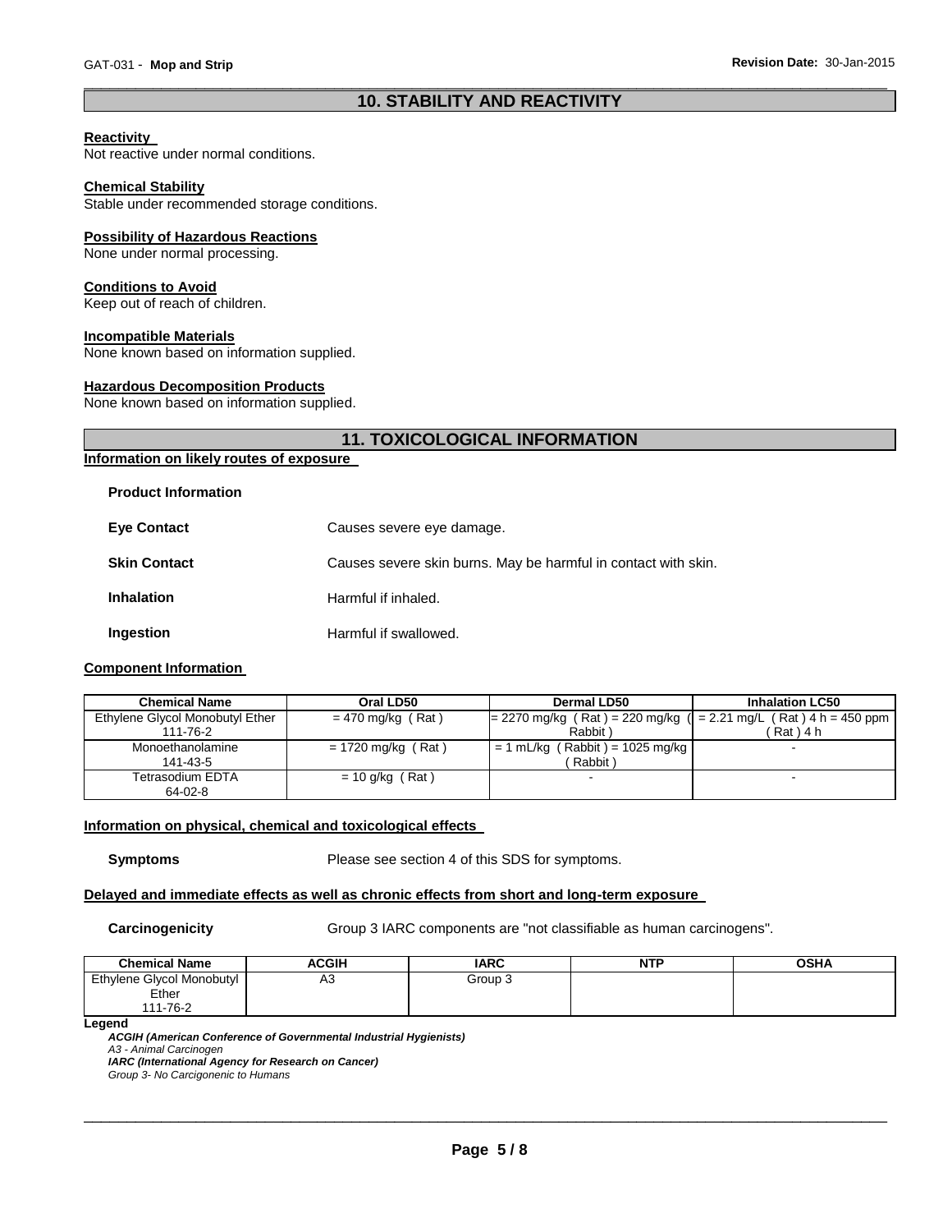## 10. STABILITY AND REACTIVITY

**Reactivity**
Not reactive under normal conditions.

**Chemical Stability**
Stable under recommended storage conditions.

**Possibility of Hazardous Reactions**
None under normal processing.

**Conditions to Avoid**
Keep out of reach of children.

**Incompatible Materials**
None known based on information supplied.

**Hazardous Decomposition Products**
None known based on information supplied.

## 11. TOXICOLOGICAL INFORMATION

**Information on likely routes of exposure**

**Product Information**

**Eye Contact** Causes severe eye damage.

**Skin Contact** Causes severe skin burns. May be harmful in contact with skin.

**Inhalation** Harmful if inhaled.

**Ingestion** Harmful if swallowed.

**Component Information**

| Chemical Name | Oral LD50 | Dermal LD50 | Inhalation LC50 |
|---|---|---|---|
| Ethylene Glycol Monobutyl Ether 111-76-2 | = 470 mg/kg ( Rat ) | = 2270 mg/kg ( Rat ) = 220 mg/kg ( Rabbit ) | = 2.21 mg/L ( Rat ) 4 h = 450 ppm ( Rat ) 4 h |
| Monoethanolamine 141-43-5 | = 1720 mg/kg ( Rat ) | = 1 mL/kg ( Rabbit ) = 1025 mg/kg ( Rabbit ) | - |
| Tetrasodium EDTA 64-02-8 | = 10 g/kg ( Rat ) | - | - |

**Information on physical, chemical and toxicological effects**

**Symptoms** Please see section 4 of this SDS for symptoms.

**Delayed and immediate effects as well as chronic effects from short and long-term exposure**

**Carcinogenicity** Group 3 IARC components are "not classifiable as human carcinogens".

| Chemical Name | ACGIH | IARC | NTP | OSHA |
|---|---|---|---|---|
| Ethylene Glycol Monobutyl Ether 111-76-2 | A3 | Group 3 | | |

**Legend**
***ACGIH (American Conference of Governmental Industrial Hygienists)***
*A3 - Animal Carcinogen*
***IARC (International Agency for Research on Cancer)***
*Group 3- No Carcigonenic to Humans*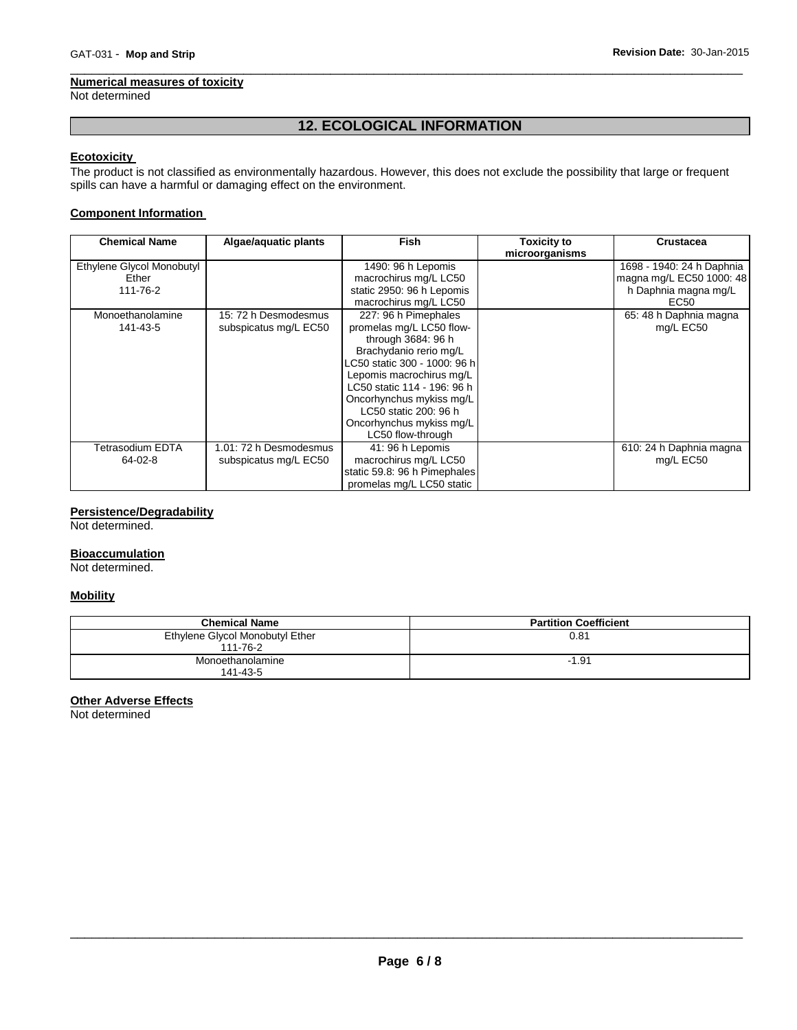**Numerical measures of toxicity**
Not determined

## 12. ECOLOGICAL INFORMATION

**Ecotoxicity**

The product is not classified as environmentally hazardous. However, this does not exclude the possibility that large or frequent spills can have a harmful or damaging effect on the environment.

**Component Information**

| Chemical Name | Algae/aquatic plants | Fish | Toxicity to microorganisms | Crustacea |
|---|---|---|---|---|
| Ethylene Glycol Monobutyl Ether 111-76-2 | | 1490: 96 h Lepomis macrochirus mg/L LC50 static 2950: 96 h Lepomis macrochirus mg/L LC50 | | 1698 - 1940: 24 h Daphnia magna mg/L EC50 1000: 48 h Daphnia magna mg/L EC50 |
| Monoethanolamine 141-43-5 | 15: 72 h Desmodesmus subspicatus mg/L EC50 | 227: 96 h Pimephales promelas mg/L LC50 flow-through 3684: 96 h Brachydanio rerio mg/L LC50 static 300 - 1000: 96 h Lepomis macrochirus mg/L LC50 static 114 - 196: 96 h Oncorhynchus mykiss mg/L LC50 static 200: 96 h Oncorhynchus mykiss mg/L LC50 flow-through | | 65: 48 h Daphnia magna mg/L EC50 |
| Tetrasodium EDTA 64-02-8 | 1.01: 72 h Desmodesmus subspicatus mg/L EC50 | 41: 96 h Lepomis macrochirus mg/L LC50 static 59.8: 96 h Pimephales promelas mg/L LC50 static | | 610: 24 h Daphnia magna mg/L EC50 |

**Persistence/Degradability**
Not determined.

**Bioaccumulation**
Not determined.

**Mobility**

| Chemical Name | Partition Coefficient |
|---|---|
| Ethylene Glycol Monobutyl Ether 111-76-2 | 0.81 |
| Monoethanolamine 141-43-5 | -1.91 |

**Other Adverse Effects**
Not determined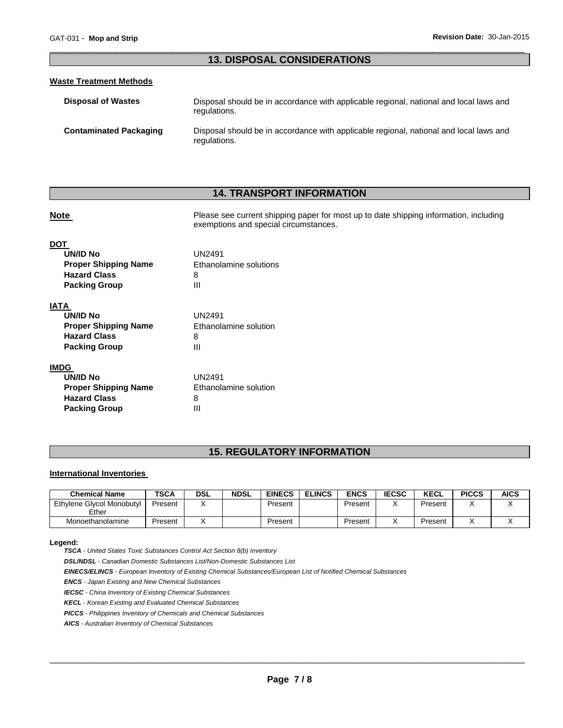## 13. DISPOSAL CONSIDERATIONS

### Waste Treatment Methods

**Disposal of Wastes** Disposal should be in accordance with applicable regional, national and local laws and regulations.

**Contaminated Packaging** Disposal should be in accordance with applicable regional, national and local laws and regulations.

## 14. TRANSPORT INFORMATION

**Note** Please see current shipping paper for most up to date shipping information, including exemptions and special circumstances.

**DOT**

| | |
|---|---|
| **UN/ID No** | UN2491 |
| **Proper Shipping Name** | Ethanolamine solutions |
| **Hazard Class** | 8 |
| **Packing Group** | III |

**IATA**

| | |
|---|---|
| **UN/ID No** | UN2491 |
| **Proper Shipping Name** | Ethanolamine solution |
| **Hazard Class** | 8 |
| **Packing Group** | III |

**IMDG**

| | |
|---|---|
| **UN/ID No** | UN2491 |
| **Proper Shipping Name** | Ethanolamine solution |
| **Hazard Class** | 8 |
| **Packing Group** | III |

## 15. REGULATORY INFORMATION

### International Inventories

| Chemical Name | TSCA | DSL | NDSL | EINECS | ELINCS | ENCS | IECSC | KECL | PICCS | AICS |
|---|---|---|---|---|---|---|---|---|---|---|
| Ethylene Glycol Monobutyl Ether | Present | X | | Present | | Present | X | Present | X | X |
| Monoethanolamine | Present | X | | Present | | Present | X | Present | X | X |

**Legend:**

***TSCA*** *- United States Toxic Substances Control Act Section 8(b) Inventory*

***DSL/NDSL*** *- Canadian Domestic Substances List/Non-Domestic Substances List*

***EINECS/ELINCS*** *- European Inventory of Existing Chemical Substances/European List of Notified Chemical Substances*

***ENCS*** *- Japan Existing and New Chemical Substances*

***IECSC*** *- China Inventory of Existing Chemical Substances*

***KECL*** *- Korean Existing and Evaluated Chemical Substances*

***PICCS*** *- Philippines Inventory of Chemicals and Chemical Substances*

***AICS*** *- Australian Inventory of Chemical Substances*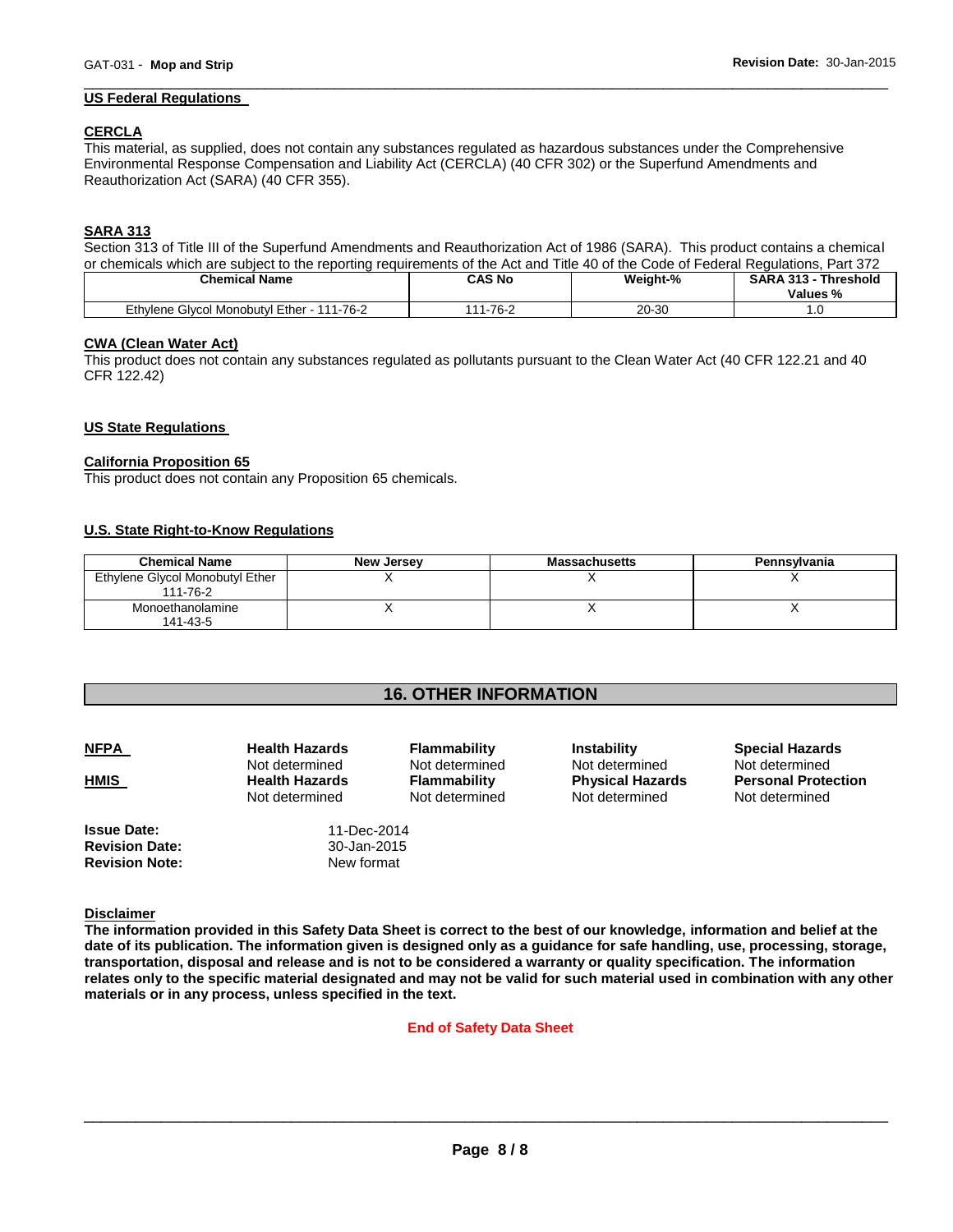## US Federal Regulations

### CERCLA

This material, as supplied, does not contain any substances regulated as hazardous substances under the Comprehensive Environmental Response Compensation and Liability Act (CERCLA) (40 CFR 302) or the Superfund Amendments and Reauthorization Act (SARA) (40 CFR 355).

### SARA 313

Section 313 of Title III of the Superfund Amendments and Reauthorization Act of 1986 (SARA). This product contains a chemical or chemicals which are subject to the reporting requirements of the Act and Title 40 of the Code of Federal Regulations, Part 372

| Chemical Name | CAS No | Weight-% | SARA 313 - Threshold Values % |
|---|---|---|---|
| Ethylene Glycol Monobutyl Ether - 111-76-2 | 111-76-2 | 20-30 | 1.0 |

### CWA (Clean Water Act)

This product does not contain any substances regulated as pollutants pursuant to the Clean Water Act (40 CFR 122.21 and 40 CFR 122.42)

## US State Regulations

### California Proposition 65

This product does not contain any Proposition 65 chemicals.

### U.S. State Right-to-Know Regulations

| Chemical Name | New Jersey | Massachusetts | Pennsylvania |
|---|---|---|---|
| Ethylene Glycol Monobutyl Ether 111-76-2 | X | X | X |
| Monoethanolamine 141-43-5 | X | X | X |

# 16. OTHER INFORMATION

| | | | | |
|---|---|---|---|---|
| **NFPA** | **Health Hazards** Not determined | **Flammability** Not determined | **Instability** Not determined | **Special Hazards** Not determined |
| **HMIS** | **Health Hazards** Not determined | **Flammability** Not determined | **Physical Hazards** Not determined | **Personal Protection** Not determined |

**Issue Date:** 11-Dec-2014
**Revision Date:** 30-Jan-2015
**Revision Note:** New format

### Disclaimer

**The information provided in this Safety Data Sheet is correct to the best of our knowledge, information and belief at the date of its publication. The information given is designed only as a guidance for safe handling, use, processing, storage, transportation, disposal and release and is not to be considered a warranty or quality specification. The information relates only to the specific material designated and may not be valid for such material used in combination with any other materials or in any process, unless specified in the text.**

**End of Safety Data Sheet**